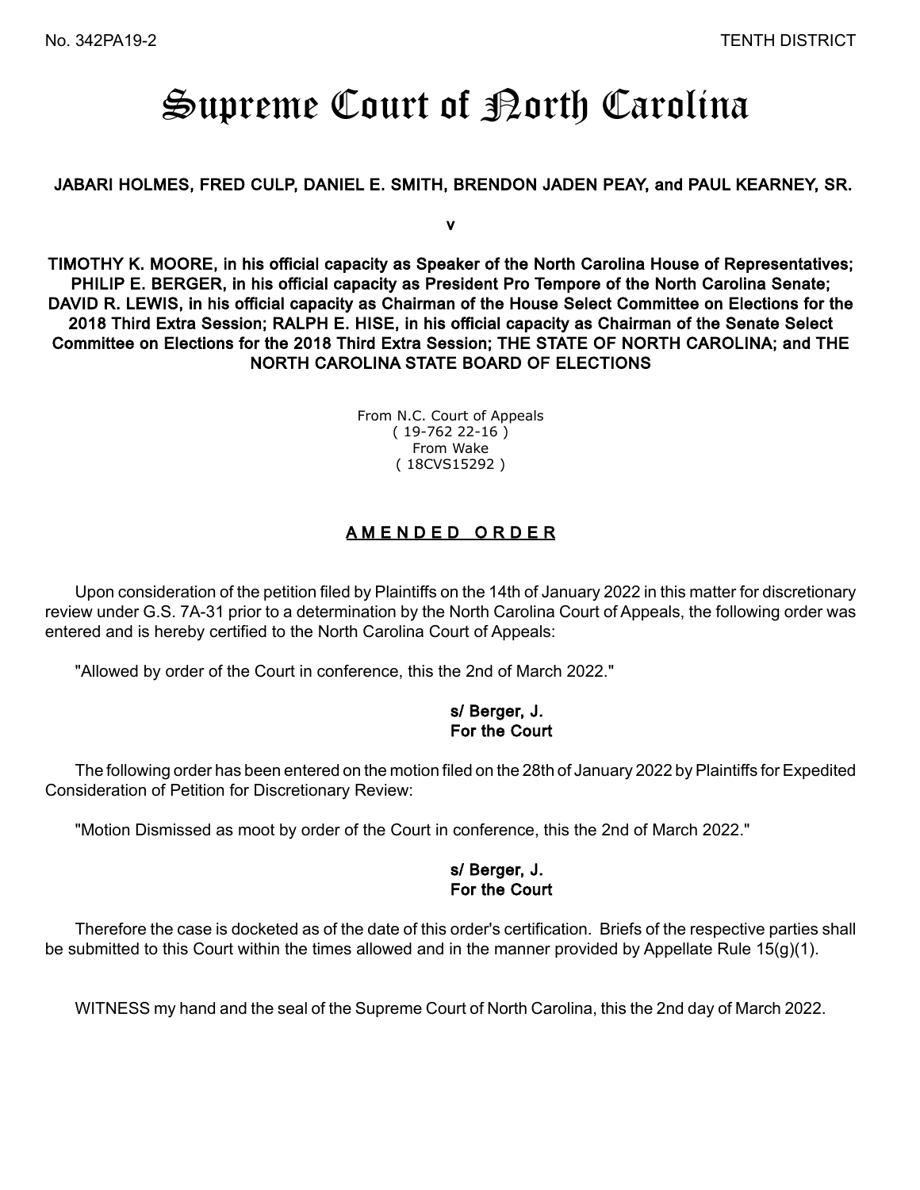No. 342PA19-2 TENTH DISTRICT

# Supreme Court of North Carolina

**JABARI HOLMES, FRED CULP, DANIEL E. SMITH, BRENDON JADEN PEAY, and PAUL KEARNEY, SR.**

**v**

**TIMOTHY K. MOORE, in his official capacity as Speaker of the North Carolina House of Representatives; PHILIP E. BERGER, in his official capacity as President Pro Tempore of the North Carolina Senate; DAVID R. LEWIS, in his official capacity as Chairman of the House Select Committee on Elections for the 2018 Third Extra Session; RALPH E. HISE, in his official capacity as Chairman of the Senate Select Committee on Elections for the 2018 Third Extra Session; THE STATE OF NORTH CAROLINA; and THE NORTH CAROLINA STATE BOARD OF ELECTIONS**

From N.C. Court of Appeals
( 19-762 22-16 )
From Wake
( 18CVS15292 )

## AMENDED ORDER

Upon consideration of the petition filed by Plaintiffs on the 14th of January 2022 in this matter for discretionary review under G.S. 7A-31 prior to a determination by the North Carolina Court of Appeals, the following order was entered and is hereby certified to the North Carolina Court of Appeals:

"Allowed by order of the Court in conference, this the 2nd of March 2022."

**s/ Berger, J.**
**For the Court**

The following order has been entered on the motion filed on the 28th of January 2022 by Plaintiffs for Expedited Consideration of Petition for Discretionary Review:

"Motion Dismissed as moot by order of the Court in conference, this the 2nd of March 2022."

**s/ Berger, J.**
**For the Court**

Therefore the case is docketed as of the date of this order's certification. Briefs of the respective parties shall be submitted to this Court within the times allowed and in the manner provided by Appellate Rule 15(g)(1).

WITNESS my hand and the seal of the Supreme Court of North Carolina, this the 2nd day of March 2022.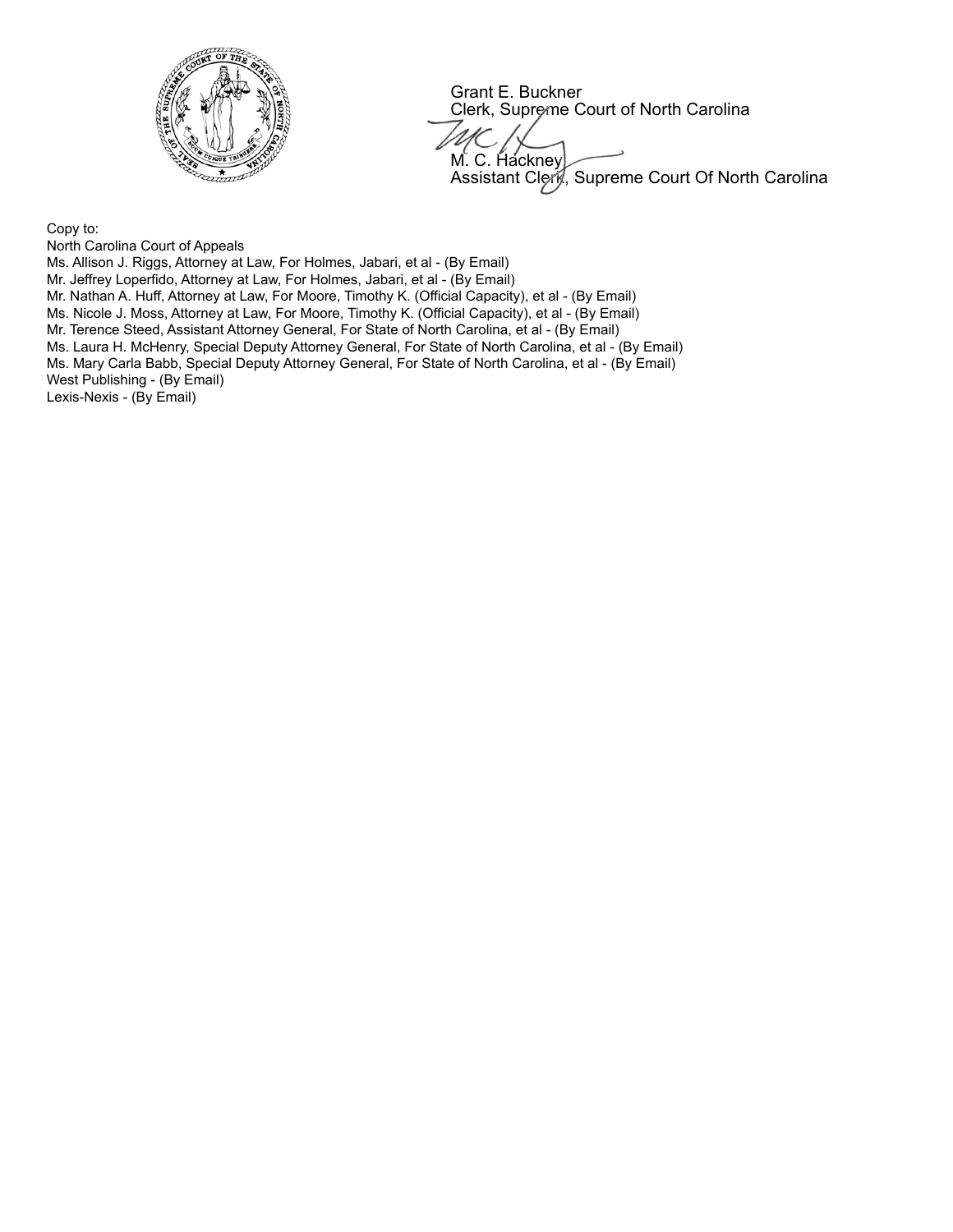Grant E. Buckner
Clerk, Supreme Court of North Carolina

M. C. Hackney
Assistant Clerk, Supreme Court Of North Carolina

Copy to:
North Carolina Court of Appeals
Ms. Allison J. Riggs, Attorney at Law, For Holmes, Jabari, et al - (By Email)
Mr. Jeffrey Loperfido, Attorney at Law, For Holmes, Jabari, et al - (By Email)
Mr. Nathan A. Huff, Attorney at Law, For Moore, Timothy K. (Official Capacity), et al - (By Email)
Ms. Nicole J. Moss, Attorney at Law, For Moore, Timothy K. (Official Capacity), et al - (By Email)
Mr. Terence Steed, Assistant Attorney General, For State of North Carolina, et al - (By Email)
Ms. Laura H. McHenry, Special Deputy Attorney General, For State of North Carolina, et al - (By Email)
Ms. Mary Carla Babb, Special Deputy Attorney General, For State of North Carolina, et al - (By Email)
West Publishing - (By Email)
Lexis-Nexis - (By Email)